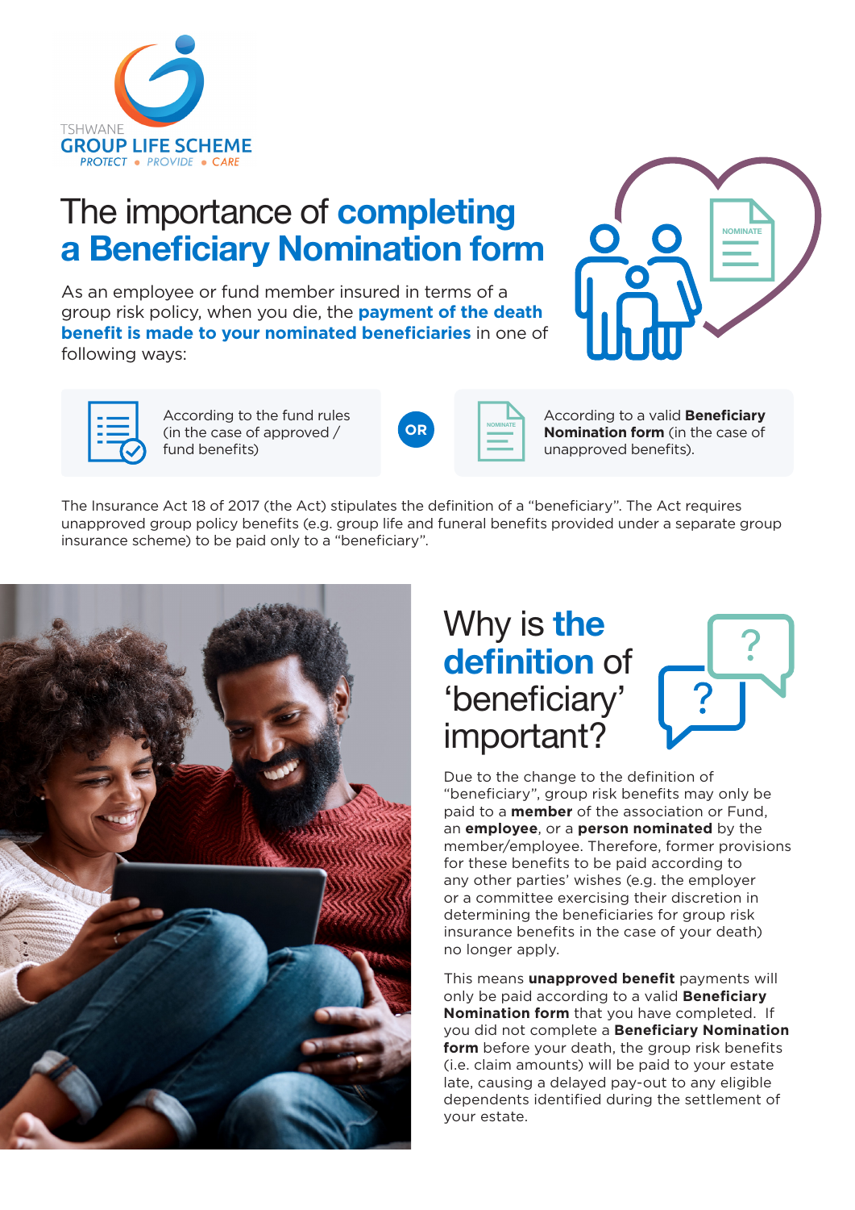TSHWANE
GROUP LIFE SCHEME
PROTECT • PROVIDE • CARE

# The importance of **completing a Beneficiary Nomination form**

As an employee or fund member insured in terms of a group risk policy, when you die, the **payment of the death benefit is made to your nominated beneficiaries** in one of following ways:

- According to the fund rules (in the case of approved / fund benefits)

**OR**

- According to a valid **Beneficiary Nomination form** (in the case of unapproved benefits).

The Insurance Act 18 of 2017 (the Act) stipulates the definition of a "beneficiary". The Act requires unapproved group policy benefits (e.g. group life and funeral benefits provided under a separate group insurance scheme) to be paid only to a "beneficiary".

## Why is **the definition** of 'beneficiary' important?

Due to the change to the definition of "beneficiary", group risk benefits may only be paid to a **member** of the association or Fund, an **employee**, or a **person nominated** by the member/employee. Therefore, former provisions for these benefits to be paid according to any other parties' wishes (e.g. the employer or a committee exercising their discretion in determining the beneficiaries for group risk insurance benefits in the case of your death) no longer apply.

This means **unapproved benefit** payments will only be paid according to a valid **Beneficiary Nomination form** that you have completed. If you did not complete a **Beneficiary Nomination form** before your death, the group risk benefits (i.e. claim amounts) will be paid to your estate late, causing a delayed pay-out to any eligible dependents identified during the settlement of your estate.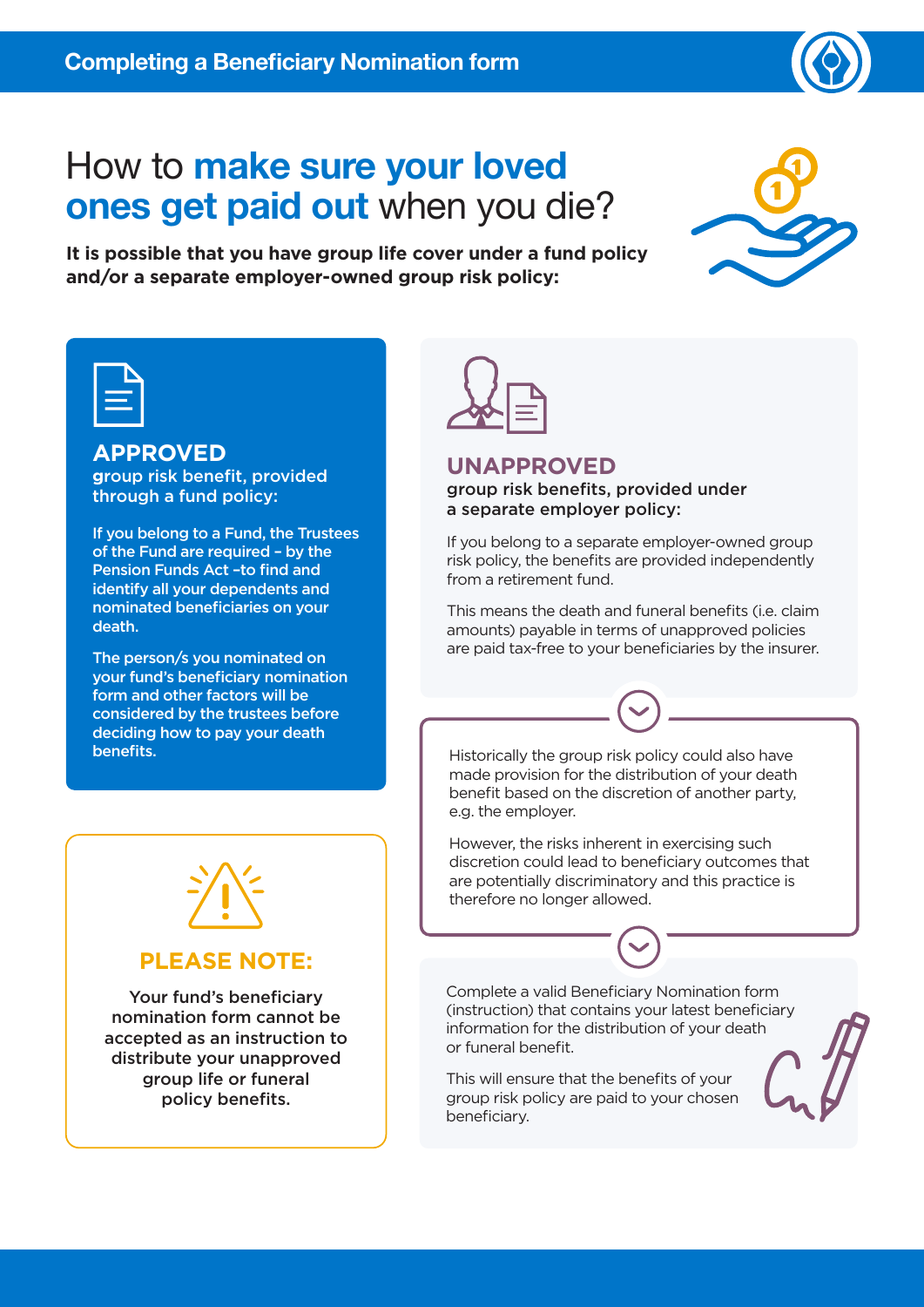# How to make sure your loved ones get paid out when you die?

**It is possible that you have group life cover under a fund policy and/or a separate employer-owned group risk policy:**

## APPROVED

**group risk benefit, provided through a fund policy:**

**If you belong to a Fund, the Trustees of the Fund are required – by the Pension Funds Act –to find and identify all your dependents and nominated beneficiaries on your death.**

**The person/s you nominated on your fund's beneficiary nomination form and other factors will be considered by the trustees before deciding how to pay your death benefits.**

## PLEASE NOTE:

**Your fund's beneficiary nomination form cannot be accepted as an instruction to distribute your unapproved group life or funeral policy benefits.**

## UNAPPROVED

**group risk benefits, provided under a separate employer policy:**

If you belong to a separate employer-owned group risk policy, the benefits are provided independently from a retirement fund.

This means the death and funeral benefits (i.e. claim amounts) payable in terms of unapproved policies are paid tax-free to your beneficiaries by the insurer.

Historically the group risk policy could also have made provision for the distribution of your death benefit based on the discretion of another party, e.g. the employer.

However, the risks inherent in exercising such discretion could lead to beneficiary outcomes that are potentially discriminatory and this practice is therefore no longer allowed.

Complete a valid Beneficiary Nomination form (instruction) that contains your latest beneficiary information for the distribution of your death or funeral benefit.

This will ensure that the benefits of your group risk policy are paid to your chosen beneficiary.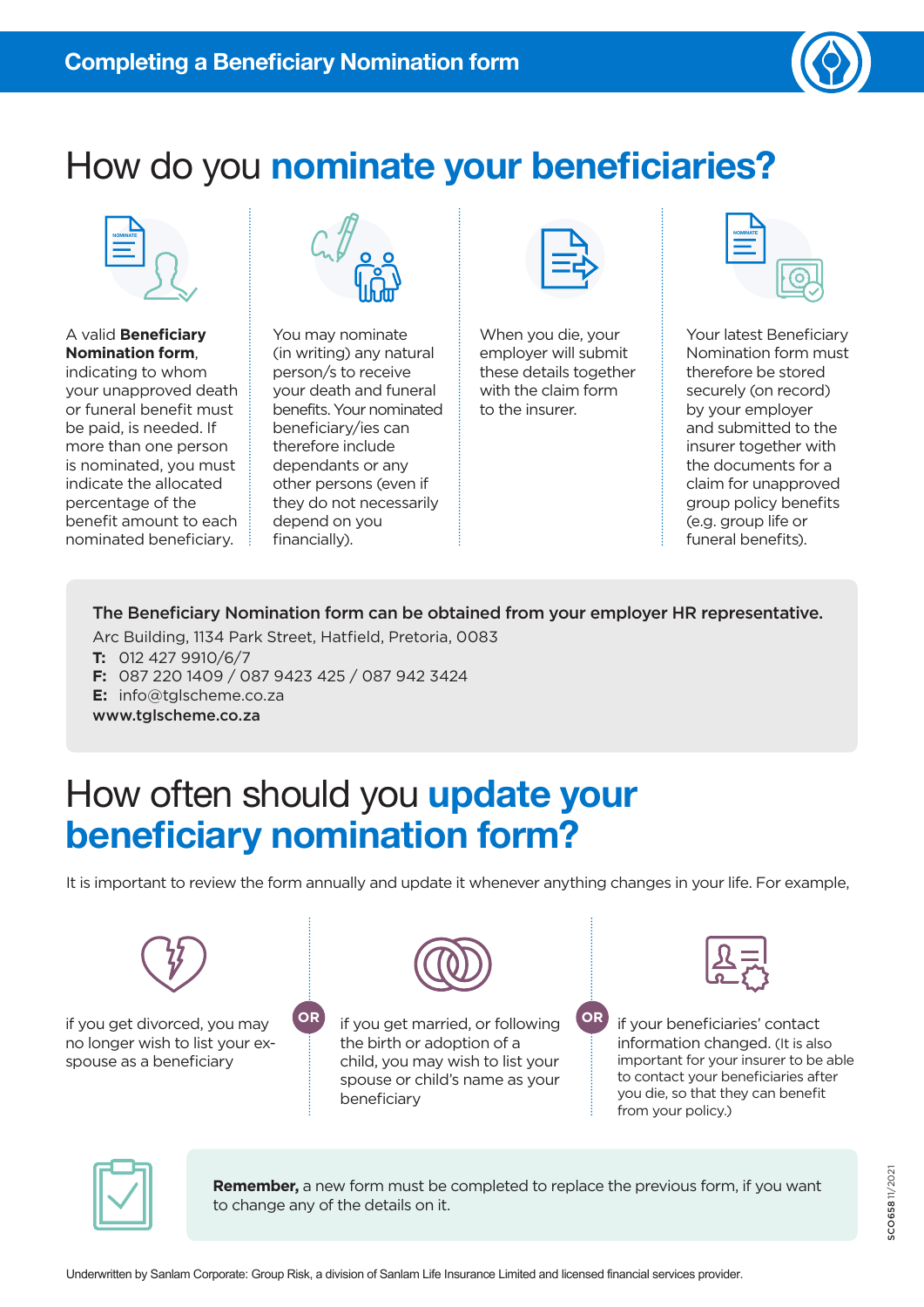## Completing a Beneficiary Nomination form

# How do you **nominate your beneficiaries?**

A valid **Beneficiary Nomination form**, indicating to whom your unapproved death or funeral benefit must be paid, is needed. If more than one person is nominated, you must indicate the allocated percentage of the benefit amount to each nominated beneficiary.

You may nominate (in writing) any natural person/s to receive your death and funeral benefits. Your nominated beneficiary/ies can therefore include dependants or any other persons (even if they do not necessarily depend on you financially).

When you die, your employer will submit these details together with the claim form to the insurer.

Your latest Beneficiary Nomination form must therefore be stored securely (on record) by your employer and submitted to the insurer together with the documents for a claim for unapproved group policy benefits (e.g. group life or funeral benefits).

**The Beneficiary Nomination form can be obtained from your employer HR representative.**
Arc Building, 1134 Park Street, Hatfield, Pretoria, 0083
**T:** 012 427 9910/6/7
**F:** 087 220 1409 / 087 9423 425 / 087 942 3424
**E:** info@tglscheme.co.za
**www.tglscheme.co.za**

# How often should you **update your beneficiary nomination form?**

It is important to review the form annually and update it whenever anything changes in your life. For example,

if you get divorced, you may no longer wish to list your ex-spouse as a beneficiary

OR

if you get married, or following the birth or adoption of a child, you may wish to list your spouse or child's name as your beneficiary

OR

if your beneficiaries' contact information changed. (It is also important for your insurer to be able to contact your beneficiaries after you die, so that they can benefit from your policy.)

**Remember,** a new form must be completed to replace the previous form, if you want to change any of the details on it.

Underwritten by Sanlam Corporate: Group Risk, a division of Sanlam Life Insurance Limited and licensed financial services provider.

SC0658 11/2021